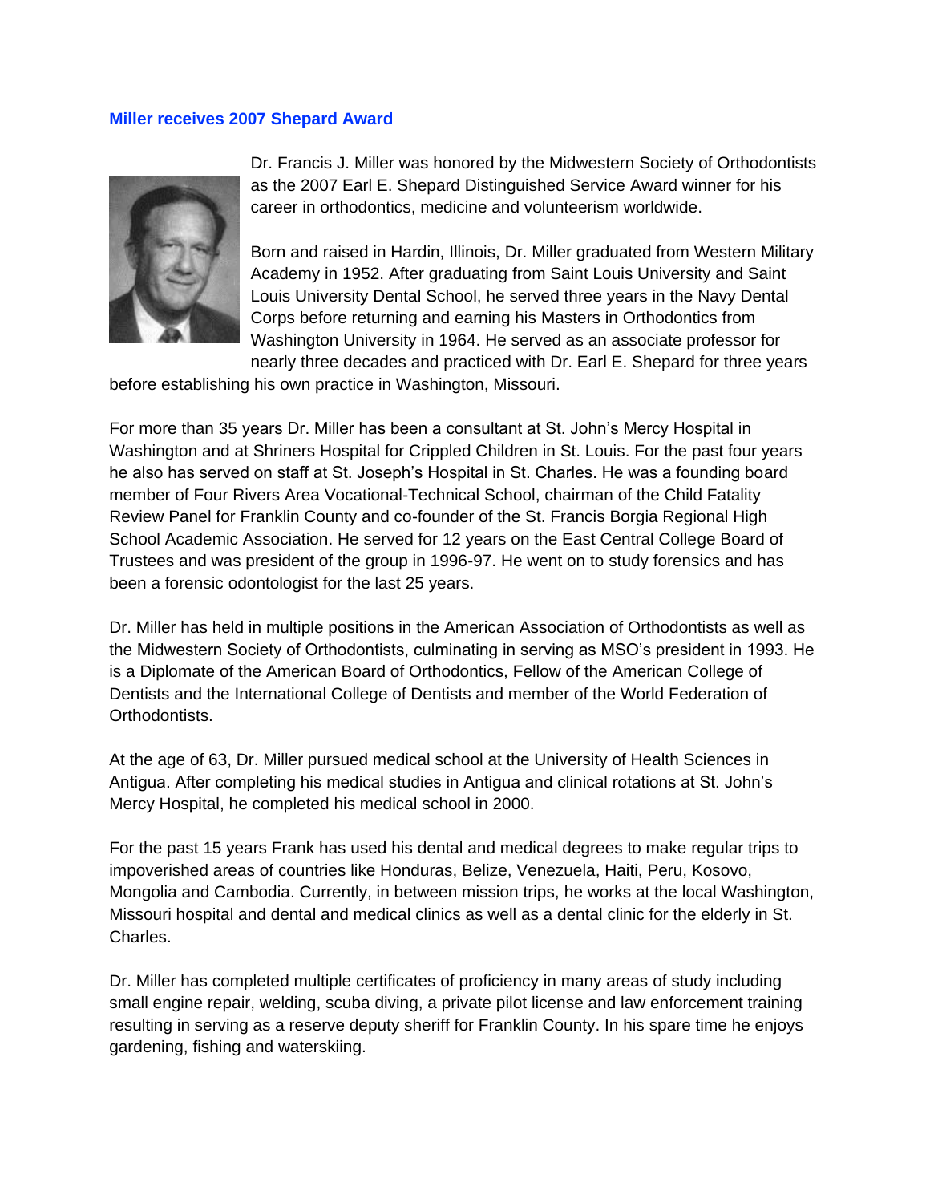## Miller receives 2007 Shepard Award

Dr. Francis J. Miller was honored by the Midwestern Society of Orthodontists as the 2007 Earl E. Shepard Distinguished Service Award winner for his career in orthodontics, medicine and volunteerism worldwide.

Born and raised in Hardin, Illinois, Dr. Miller graduated from Western Military Academy in 1952. After graduating from Saint Louis University and Saint Louis University Dental School, he served three years in the Navy Dental Corps before returning and earning his Masters in Orthodontics from Washington University in 1964. He served as an associate professor for nearly three decades and practiced with Dr. Earl E. Shepard for three years before establishing his own practice in Washington, Missouri.

For more than 35 years Dr. Miller has been a consultant at St. John's Mercy Hospital in Washington and at Shriners Hospital for Crippled Children in St. Louis. For the past four years he also has served on staff at St. Joseph's Hospital in St. Charles. He was a founding board member of Four Rivers Area Vocational-Technical School, chairman of the Child Fatality Review Panel for Franklin County and co-founder of the St. Francis Borgia Regional High School Academic Association. He served for 12 years on the East Central College Board of Trustees and was president of the group in 1996-97. He went on to study forensics and has been a forensic odontologist for the last 25 years.

Dr. Miller has held in multiple positions in the American Association of Orthodontists as well as the Midwestern Society of Orthodontists, culminating in serving as MSO's president in 1993. He is a Diplomate of the American Board of Orthodontics, Fellow of the American College of Dentists and the International College of Dentists and member of the World Federation of Orthodontists.

At the age of 63, Dr. Miller pursued medical school at the University of Health Sciences in Antigua. After completing his medical studies in Antigua and clinical rotations at St. John's Mercy Hospital, he completed his medical school in 2000.

For the past 15 years Frank has used his dental and medical degrees to make regular trips to impoverished areas of countries like Honduras, Belize, Venezuela, Haiti, Peru, Kosovo, Mongolia and Cambodia. Currently, in between mission trips, he works at the local Washington, Missouri hospital and dental and medical clinics as well as a dental clinic for the elderly in St. Charles.

Dr. Miller has completed multiple certificates of proficiency in many areas of study including small engine repair, welding, scuba diving, a private pilot license and law enforcement training resulting in serving as a reserve deputy sheriff for Franklin County. In his spare time he enjoys gardening, fishing and waterskiing.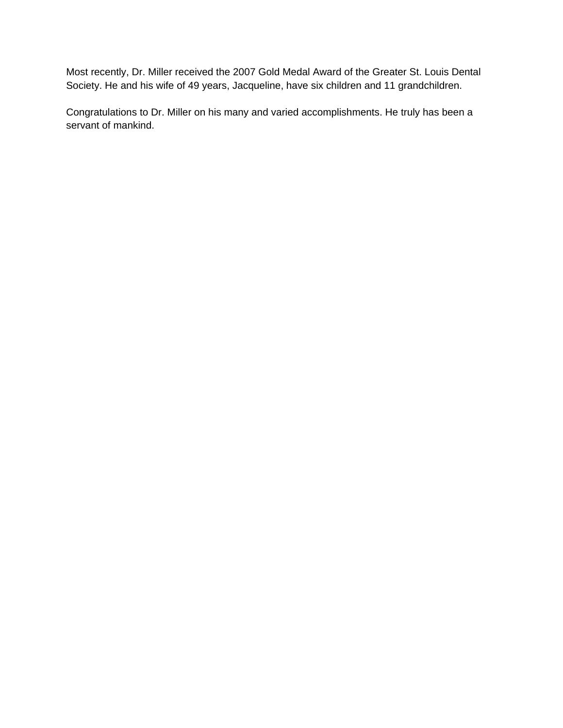Most recently, Dr. Miller received the 2007 Gold Medal Award of the Greater St. Louis Dental Society. He and his wife of 49 years, Jacqueline, have six children and 11 grandchildren.

Congratulations to Dr. Miller on his many and varied accomplishments. He truly has been a servant of mankind.